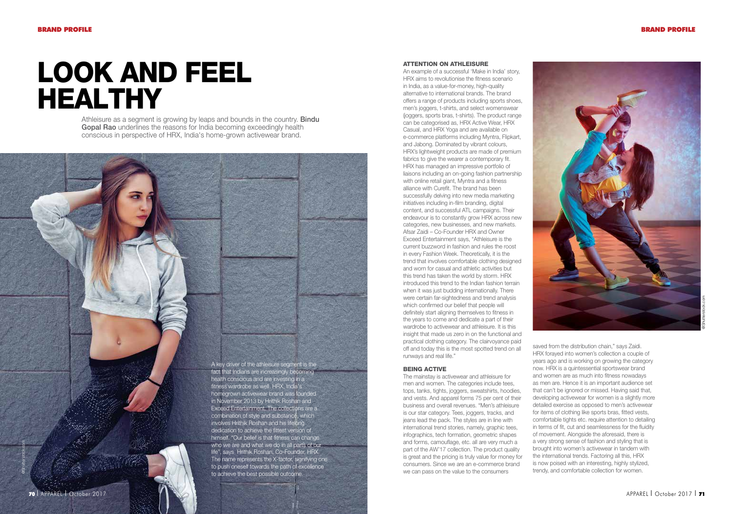# LOOK AND FEEL HEALTHY

Athleisure as a segment is growing by leaps and bounds in the country. **Bindu Gopal Rao** underlines the reasons for India becoming exceedingly health conscious in perspective of HRX, India's home-grown activewear brand.

A key driver of the athleisure segment is the fact that Indians are increasingly becoming health conscious and are investing in a fitness wardrobe as well. HRX, India's homegrown activewear brand was founded in November 2013 by Hrithik Roshan and Exceed Entertainment. The collections are a combination of style and substance, which involves Hrithik Roshan and his lifelong dedication to achieve the fittest version of himself. "Our belief is that fitness can change who we are and what we do in all parts of our life", says Hrithik Roshan, Co-Founder, HRX. The name represents the X-factor, signifying one to push oneself towards the path of excellence to achieve the best possible outcome.

## ATTENTION ON ATHLEISURE

An example of a successful 'Make in India' story, HRX aims to revolutionise the fitness scenario in India, as a value-for-money, high-quality alternative to international brands. The brand offers a range of products including sports shoes, men's joggers, t-shirts, and select womenswear (joggers, sports bras, t-shirts). The product range can be categorised as, HRX Active Wear, HRX Casual, and HRX Yoga and are available on e-commerce platforms including Myntra, Flipkart, and Jabong. Dominated by vibrant colours, HRX's lightweight products are made of premium fabrics to give the wearer a contemporary fit. HRX has managed an impressive portfolio of liaisons including an on-going fashion partnership with online retail giant, Myntra and a fitness alliance with Curefit. The brand has been successfully delving into new media marketing initiatives including in-film branding, digital content, and successful ATL campaigns. Their endeavour is to constantly grow HRX across new categories, new businesses, and new markets. Afsar Zaidi – Co-Founder HRX and Owner Exceed Entertainment says, "Athleisure is the current buzzword in fashion and rules the roost in every Fashion Week. Theoretically, it is the trend that involves comfortable clothing designed and worn for casual and athletic activities but this trend has taken the world by storm. HRX introduced this trend to the Indian fashion terrain when it was just budding internationally. There were certain far-sightedness and trend analysis which confirmed our belief that people will definitely start aligning themselves to fitness in the years to come and dedicate a part of their wardrobe to activewear and athleisure. It is this insight that made us zero in on the functional and practical clothing category. The clairvoyance paid off and today this is the most spotted trend on all runways and real life."

## BEING ACTIVE

The mainstay is activewear and athleisure for men and women. The categories include tees, tops, tanks, tights, joggers, sweatshirts, hoodies, and vests. And apparel forms 75 per cent of their business and overall revenues. "Men's athleisure is our star category. Tees, joggers, tracks, and jeans lead the pack. The styles are in line with international trend stories, namely, graphic tees, infographics, tech formation, geometric shapes and forms, camouflage, etc. all are very much a part of the AW'17 collection. The product quality is great and the pricing is truly value for money for consumers. Since we are an e-commerce brand we can pass on the value to the consumers saved from the distribution chain," says Zaidi. HRX forayed into women's collection a couple of years ago and is working on growing the category now. HRX is a quintessential sportswear brand and women are as much into fitness nowadays as men are. Hence it is an important audience set that can't be ignored or missed. Having said that, developing activewear for women is a slightly more detailed exercise as opposed to men's activewear for items of clothing like sports bras, fitted vests, comfortable tights etc. require attention to detailing in terms of fit, cut and seamlessness for the fluidity of movement. Alongside the aforesaid, there is a very strong sense of fashion and styling that is brought into women's activewear in tandem with the international trends. Factoring all this, HRX is now poised with an interesting, highly stylized, trendy, and comfortable collection for women.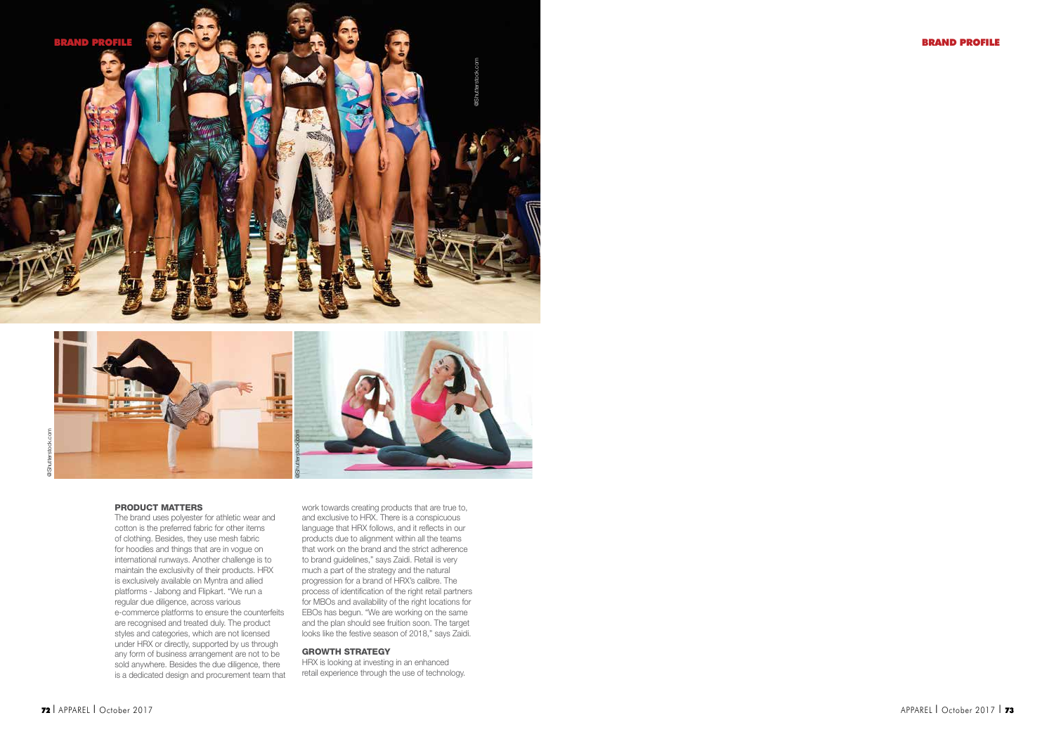## PRODUCT MATTERS

The brand uses polyester for athletic wear and cotton is the preferred fabric for other items of clothing. Besides, they use mesh fabric for hoodies and things that are in vogue on international runways. Another challenge is to maintain the exclusivity of their products. HRX is exclusively available on Myntra and allied platforms - Jabong and Flipkart. "We run a regular due diligence, across various e-commerce platforms to ensure the counterfeits are recognised and treated duly. The product styles and categories, which are not licensed under HRX or directly, supported by us through any form of business arrangement are not to be sold anywhere. Besides the due diligence, there is a dedicated design and procurement team that work towards creating products that are true to, and exclusive to HRX. There is a conspicuous language that HRX follows, and it reflects in our products due to alignment within all the teams that work on the brand and the strict adherence to brand guidelines," says Zaidi. Retail is very much a part of the strategy and the natural progression for a brand of HRX's calibre. The process of identification of the right retail partners for MBOs and availability of the right locations for EBOs has begun. "We are working on the same and the plan should see fruition soon. The target looks like the festive season of 2018," says Zaidi.

## GROWTH STRATEGY

HRX is looking at investing in an enhanced retail experience through the use of technology.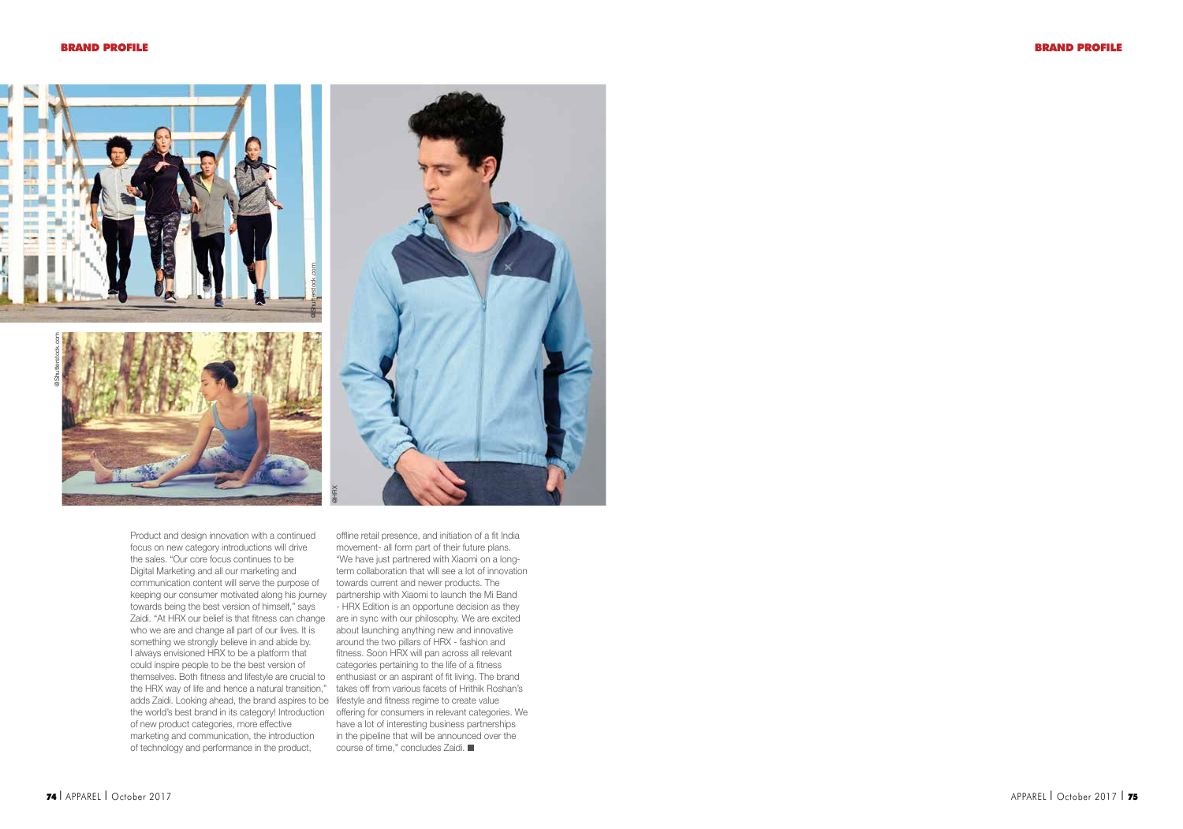Product and design innovation with a continued focus on new category introductions will drive the sales. "Our core focus continues to be Digital Marketing and all our marketing and communication content will serve the purpose of keeping our consumer motivated along his journey towards being the best version of himself," says Zaidi. "At HRX our belief is that fitness can change who we are and change all part of our lives. It is something we strongly believe in and abide by. I always envisioned HRX to be a platform that could inspire people to be the best version of themselves. Both fitness and lifestyle are crucial to the HRX way of life and hence a natural transition," adds Zaidi. Looking ahead, the brand aspires to be the world's best brand in its category! Introduction of new product categories, more effective marketing and communication, the introduction of technology and performance in the product, offline retail presence, and initiation of a fit India movement- all form part of their future plans. "We have just partnered with Xiaomi on a long-term collaboration that will see a lot of innovation towards current and newer products. The partnership with Xiaomi to launch the Mi Band - HRX Edition is an opportune decision as they are in sync with our philosophy. We are excited about launching anything new and innovative around the two pillars of HRX - fashion and fitness. Soon HRX will pan across all relevant categories pertaining to the life of a fitness enthusiast or an aspirant of fit living. The brand takes off from various facets of Hrithik Roshan's lifestyle and fitness regime to create value offering for consumers in relevant categories. We have a lot of interesting business partnerships in the pipeline that will be announced over the course of time," concludes Zaidi. ■